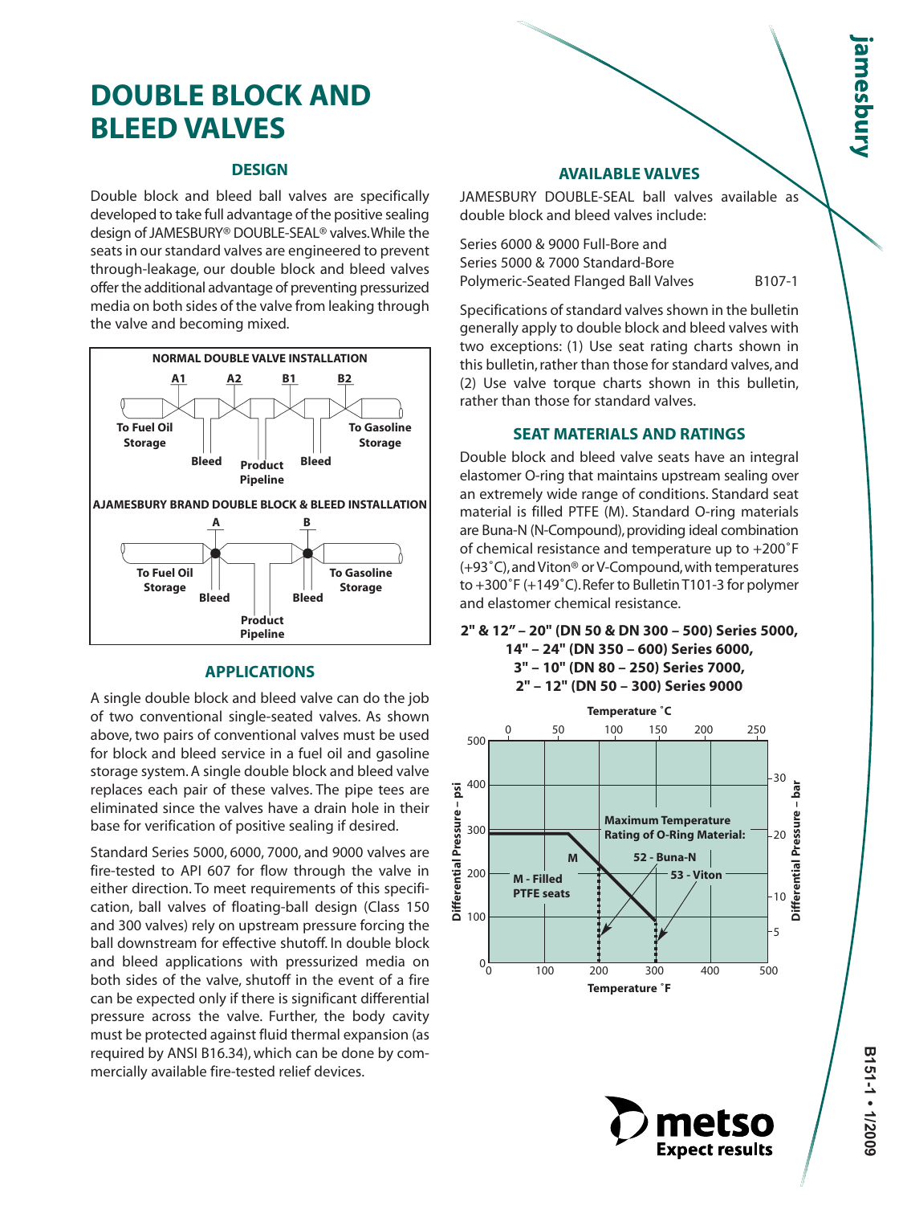# DOUBLE BLOCK AND BLEED VALVES

## DESIGN

Double block and bleed ball valves are specifically developed to take full advantage of the positive sealing design of JAMESBURY® DOUBLE-SEAL® valves. While the seats in our standard valves are engineered to prevent through-leakage, our double block and bleed valves offer the additional advantage of preventing pressurized media on both sides of the valve from leaking through the valve and becoming mixed.

**NORMAL DOUBLE VALVE INSTALLATION**

A1 A2 B1 B2

To Fuel Oil Storage — Bleed — Product Pipeline — Bleed — To Gasoline Storage

**AJAMESBURY BRAND DOUBLE BLOCK & BLEED INSTALLATION**

A B

To Fuel Oil Storage — Bleed — Product Pipeline — Bleed — To Gasoline Storage

## APPLICATIONS

A single double block and bleed valve can do the job of two conventional single-seated valves. As shown above, two pairs of conventional valves must be used for block and bleed service in a fuel oil and gasoline storage system. A single double block and bleed valve replaces each pair of these valves. The pipe tees are eliminated since the valves have a drain hole in their base for verification of positive sealing if desired.

Standard Series 5000, 6000, 7000, and 9000 valves are fire-tested to API 607 for flow through the valve in either direction. To meet requirements of this specification, ball valves of floating-ball design (Class 150 and 300 valves) rely on upstream pressure forcing the ball downstream for effective shutoff. In double block and bleed applications with pressurized media on both sides of the valve, shutoff in the event of a fire can be expected only if there is significant differential pressure across the valve. Further, the body cavity must be protected against fluid thermal expansion (as required by ANSI B16.34), which can be done by commercially available fire-tested relief devices.

## AVAILABLE VALVES

JAMESBURY DOUBLE-SEAL ball valves available as double block and bleed valves include:

Series 6000 & 9000 Full-Bore and
Series 5000 & 7000 Standard-Bore
Polymeric-Seated Flanged Ball Valves B107-1

Specifications of standard valves shown in the bulletin generally apply to double block and bleed valves with two exceptions: (1) Use seat rating charts shown in this bulletin, rather than those for standard valves, and (2) Use valve torque charts shown in this bulletin, rather than those for standard valves.

## SEAT MATERIALS AND RATINGS

Double block and bleed valve seats have an integral elastomer O-ring that maintains upstream sealing over an extremely wide range of conditions. Standard seat material is filled PTFE (M). Standard O-ring materials are Buna-N (N-Compound), providing ideal combination of chemical resistance and temperature up to +200˚F (+93˚C), and Viton® or V-Compound, with temperatures to +300˚F (+149˚C). Refer to Bulletin T101-3 for polymer and elastomer chemical resistance.

**2" & 12" – 20" (DN 50 & DN 300 – 500) Series 5000,
14" – 24" (DN 350 – 600) Series 6000,
3" – 10" (DN 80 – 250) Series 7000,
2" – 12" (DN 50 – 300) Series 9000**

Chart: Differential Pressure – psi (0–500) / Differential Pressure – bar (5–30) vs. Temperature ˚F (0–500) / Temperature ˚C (0–250). Labels: M - Filled PTFE seats; M; Maximum Temperature Rating of O-Ring Material: 52 - Buna-N, 53 - Viton.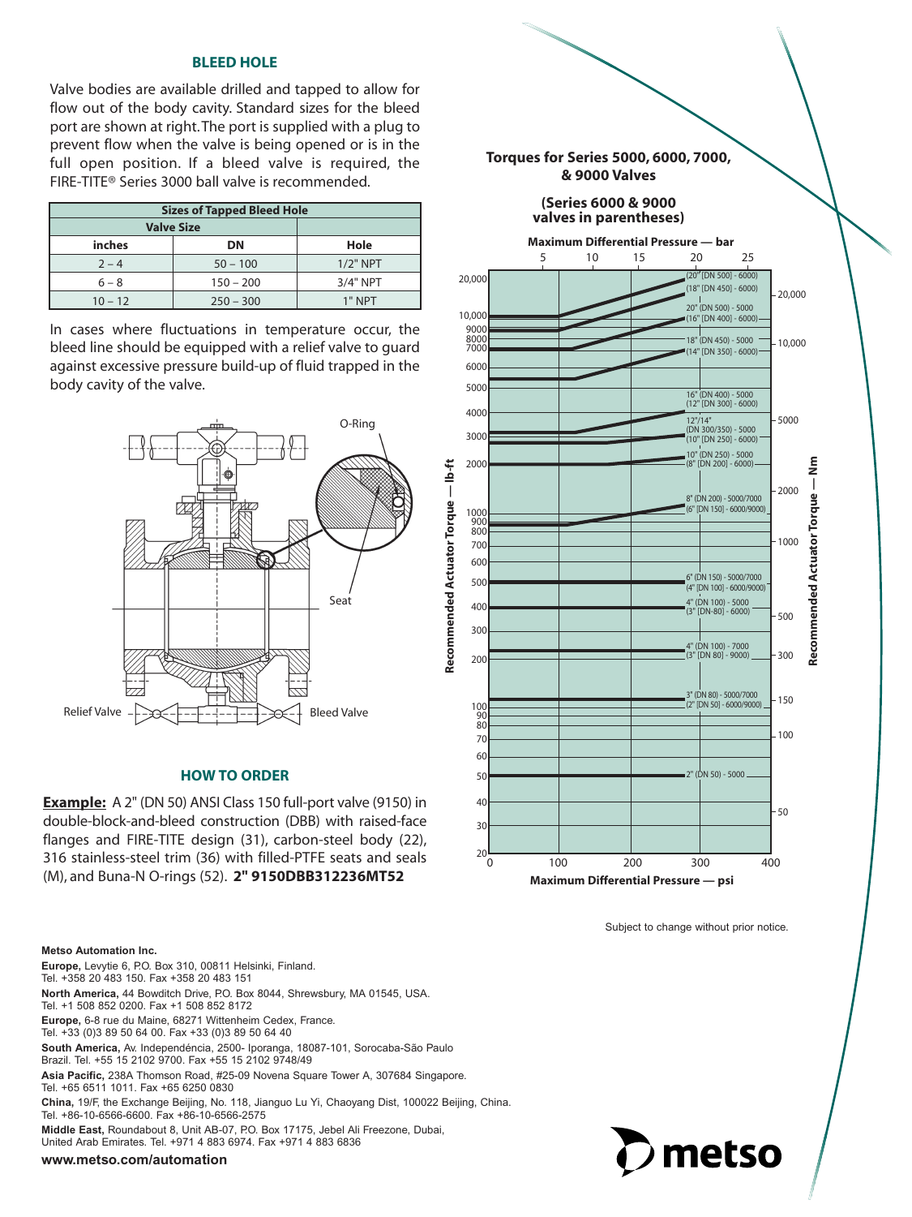## BLEED HOLE

Valve bodies are available drilled and tapped to allow for flow out of the body cavity. Standard sizes for the bleed port are shown at right. The port is supplied with a plug to prevent flow when the valve is being opened or is in the full open position. If a bleed valve is required, the FIRE-TITE® Series 3000 ball valve is recommended.

| Sizes of Tapped Bleed Hole | | |
|---|---|---|
| Valve Size | | |
| inches | DN | Hole |
| 2 – 4 | 50 – 100 | 1/2" NPT |
| 6 – 8 | 150 – 200 | 3/4" NPT |
| 10 – 12 | 250 – 300 | 1" NPT |

In cases where fluctuations in temperature occur, the bleed line should be equipped with a relief valve to guard against excessive pressure build-up of fluid trapped in the body cavity of the valve.

O-Ring

Seat

Relief Valve

Bleed Valve

## HOW TO ORDER

**Example:** A 2" (DN 50) ANSI Class 150 full-port valve (9150) in double-block-and-bleed construction (DBB) with raised-face flanges and FIRE-TITE design (31), carbon-steel body (22), 316 stainless-steel trim (36) with filled-PTFE seats and seals (M), and Buna-N O-rings (52). **2" 9150DBB312236MT52**

**Torques for Series 5000, 6000, 7000, & 9000 Valves**

**(Series 6000 & 9000 valves in parentheses)**

Maximum Differential Pressure — bar

5 10 15 20 25

Recommended Actuator Torque — lb-ft

20,000 10,000 9000 8000 7000 6000 5000 4000 3000 2000 1000 900 800 700 600 500 400 300 200 100 90 80 70 60 50 40 30 20

Recommended Actuator Torque — Nm

20,000 10,000 5000 2000 1000 500 300 150 100 50

(20" [DN 500] - 6000)
(18" [DN 450] - 6000)
20" (DN 500) - 5000
(16" [DN 400] - 6000)
18" (DN 450) - 5000
(14" [DN 350] - 6000)
16" (DN 400) - 5000
(12" [DN 300] - 6000)
12"/14"
(DN 300/350) - 5000
(10" [DN 250] - 6000)
10" (DN 250) - 5000
(8" [DN 200] - 6000)
8" (DN 200) - 5000/7000
(6" [DN 150] - 6000/9000)
6" (DN 150) - 5000/7000
(4" [DN 100] - 6000/9000)
4" (DN 100) - 5000
(3" [DN-80] - 6000)
4" (DN 100) - 7000
(3" [DN 80] - 9000)
3" (DN 80) - 5000/7000
(2" [DN 50] - 6000/9000)
2" (DN 50) - 5000

0 100 200 300 400

Maximum Differential Pressure — psi

Subject to change without prior notice.

**Metso Automation Inc.**

**Europe,** Levytie 6, P.O. Box 310, 00811 Helsinki, Finland.
Tel. +358 20 483 150. Fax +358 20 483 151

**North America,** 44 Bowditch Drive, P.O. Box 8044, Shrewsbury, MA 01545, USA.
Tel. +1 508 852 0200. Fax +1 508 852 8172

**Europe,** 6-8 rue du Maine, 68271 Wittenheim Cedex, France.
Tel. +33 (0)3 89 50 64 00. Fax +33 (0)3 89 50 64 40

**South America,** Av. Independência, 2500- Iporanga, 18087-101, Sorocaba-São Paulo
Brazil. Tel. +55 15 2102 9700. Fax +55 15 2102 9748/49

**Asia Pacific,** 238A Thomson Road, #25-09 Novena Square Tower A, 307684 Singapore.
Tel. +65 6511 1011. Fax +65 6250 0830

**China,** 19/F, the Exchange Beijing, No. 118, Jianguo Lu Yi, Chaoyang Dist, 100022 Beijing, China.
Tel. +86-10-6566-6600. Fax +86-10-6566-2575

**Middle East,** Roundabout 8, Unit AB-07, P.O. Box 17175, Jebel Ali Freezone, Dubai,
United Arab Emirates. Tel. +971 4 883 6974. Fax +971 4 883 6836

**www.metso.com/automation**

metso